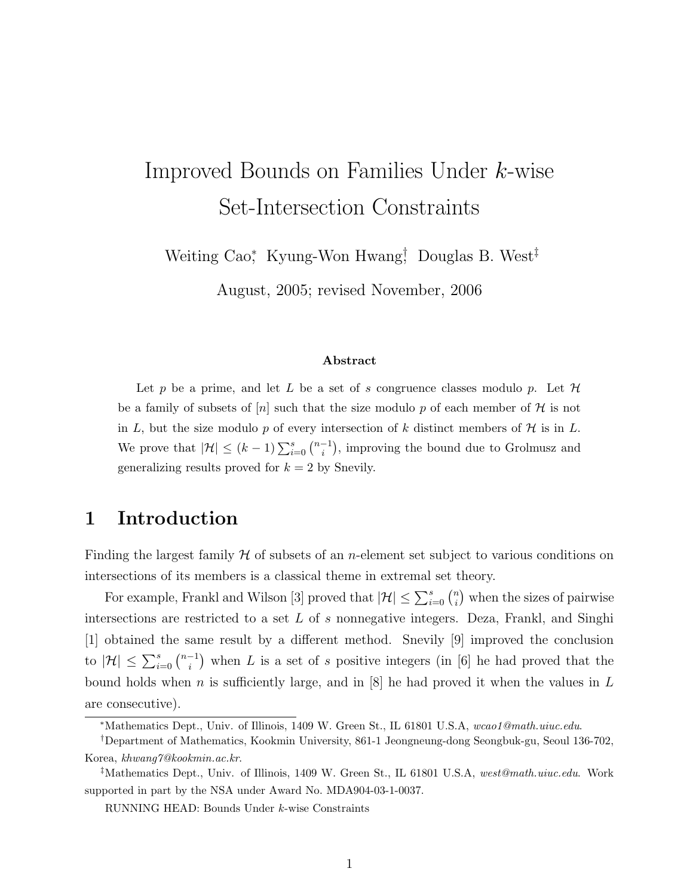# Improved Bounds on Families Under $k$-wise Set-Intersection Constraints

Weiting Cao[*], Kyung-Won Hwang[†], Douglas B. West[‡]

August, 2005; revised November, 2006

### Abstract

Let $p$ be a prime, and let $L$ be a set of $s$ congruence classes modulo $p$. Let $\mathcal{H}$ be a family of subsets of $[n]$ such that the size modulo $p$ of each member of $\mathcal{H}$ is not in $L$, but the size modulo $p$ of every intersection of $k$ distinct members of $\mathcal{H}$ is in $L$. We prove that $|\mathcal{H}| \le (k-1)\sum_{i=0}^{s}\binom{n-1}{i}$, improving the bound due to Grolmusz and generalizing results proved for $k = 2$ by Snevily.

## 1 Introduction

Finding the largest family $\mathcal{H}$ of subsets of an $n$-element set subject to various conditions on intersections of its members is a classical theme in extremal set theory.

For example, Frankl and Wilson [3] proved that $|\mathcal{H}| \le \sum_{i=0}^{s}\binom{n}{i}$ when the sizes of pairwise intersections are restricted to a set $L$ of $s$ nonnegative integers. Deza, Frankl, and Singhi [1] obtained the same result by a different method. Snevily [9] improved the conclusion to $|\mathcal{H}| \le \sum_{i=0}^{s}\binom{n-1}{i}$ when $L$ is a set of $s$ positive integers (in [6] he had proved that the bound holds when $n$ is sufficiently large, and in [8] he had proved it when the values in $L$ are consecutive).

---

[*]Mathematics Dept., Univ. of Illinois, 1409 W. Green St., IL 61801 U.S.A, *wcao1@math.uiuc.edu*.

[†]Department of Mathematics, Kookmin University, 861-1 Jeongneung-dong Seongbuk-gu, Seoul 136-702, Korea, *khwang7@kookmin.ac.kr*.

[‡]Mathematics Dept., Univ. of Illinois, 1409 W. Green St., IL 61801 U.S.A, *west@math.uiuc.edu*. Work supported in part by the NSA under Award No. MDA904-03-1-0037.

RUNNING HEAD: Bounds Under $k$-wise Constraints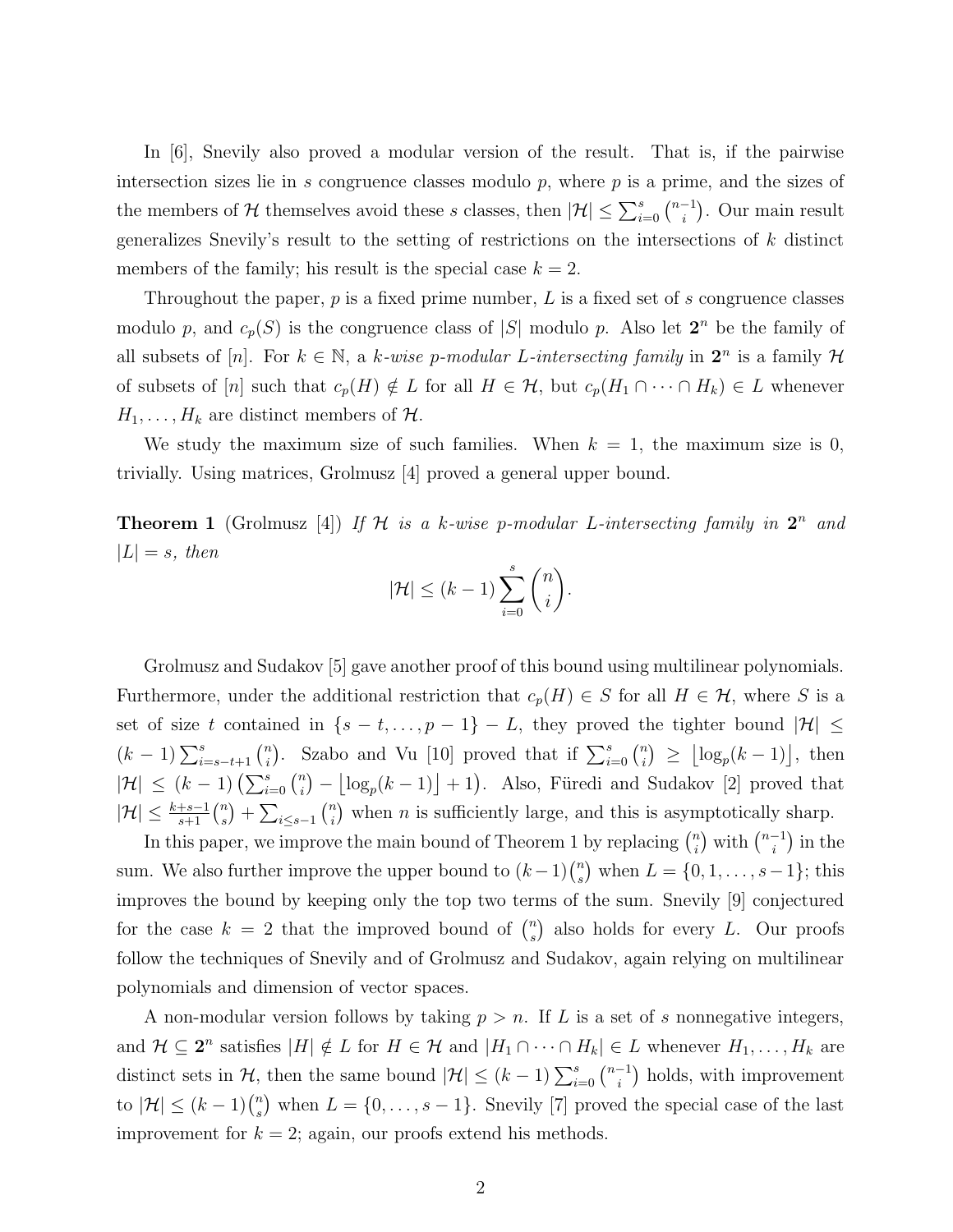In [6], Snevily also proved a modular version of the result. That is, if the pairwise intersection sizes lie in $s$ congruence classes modulo $p$, where $p$ is a prime, and the sizes of the members of $\mathcal{H}$ themselves avoid these $s$ classes, then $|\mathcal{H}| \le \sum_{i=0}^{s} \binom{n-1}{i}$. Our main result generalizes Snevily's result to the setting of restrictions on the intersections of $k$ distinct members of the family; his result is the special case $k = 2$.

Throughout the paper, $p$ is a fixed prime number, $L$ is a fixed set of $s$ congruence classes modulo $p$, and $c_p(S)$ is the congruence class of $|S|$ modulo $p$. Also let $\mathbf{2}^n$ be the family of all subsets of $[n]$. For $k \in \mathbb{N}$, a *$k$-wise $p$-modular $L$-intersecting family* in $\mathbf{2}^n$ is a family $\mathcal{H}$ of subsets of $[n]$ such that $c_p(H) \notin L$ for all $H \in \mathcal{H}$, but $c_p(H_1 \cap \cdots \cap H_k) \in L$ whenever $H_1, \ldots, H_k$ are distinct members of $\mathcal{H}$.

We study the maximum size of such families. When $k = 1$, the maximum size is 0, trivially. Using matrices, Grolmusz [4] proved a general upper bound.

**Theorem 1** (Grolmusz [4]) *If $\mathcal{H}$ is a $k$-wise $p$-modular $L$-intersecting family in $\mathbf{2}^n$ and $|L| = s$, then*

$$|\mathcal{H}| \le (k-1) \sum_{i=0}^{s} \binom{n}{i}.$$

Grolmusz and Sudakov [5] gave another proof of this bound using multilinear polynomials. Furthermore, under the additional restriction that $c_p(H) \in S$ for all $H \in \mathcal{H}$, where $S$ is a set of size $t$ contained in $\{s-t, \ldots, p-1\} - L$, they proved the tighter bound $|\mathcal{H}| \le (k-1) \sum_{i=s-t+1}^{s} \binom{n}{i}$. Szabo and Vu [10] proved that if $\sum_{i=0}^{s} \binom{n}{i} \ge \lfloor \log_p(k-1) \rfloor$, then $|\mathcal{H}| \le (k-1) \left( \sum_{i=0}^{s} \binom{n}{i} - \lfloor \log_p(k-1) \rfloor + 1 \right)$. Also, Füredi and Sudakov [2] proved that $|\mathcal{H}| \le \frac{k+s-1}{s+1} \binom{n}{s} + \sum_{i \le s-1} \binom{n}{i}$ when $n$ is sufficiently large, and this is asymptotically sharp.

In this paper, we improve the main bound of Theorem 1 by replacing $\binom{n}{i}$ with $\binom{n-1}{i}$ in the sum. We also further improve the upper bound to $(k-1)\binom{n}{s}$ when $L = \{0, 1, \ldots, s-1\}$; this improves the bound by keeping only the top two terms of the sum. Snevily [9] conjectured for the case $k = 2$ that the improved bound of $\binom{n}{s}$ also holds for every $L$. Our proofs follow the techniques of Snevily and of Grolmusz and Sudakov, again relying on multilinear polynomials and dimension of vector spaces.

A non-modular version follows by taking $p > n$. If $L$ is a set of $s$ nonnegative integers, and $\mathcal{H} \subseteq \mathbf{2}^n$ satisfies $|H| \notin L$ for $H \in \mathcal{H}$ and $|H_1 \cap \cdots \cap H_k| \in L$ whenever $H_1, \ldots, H_k$ are distinct sets in $\mathcal{H}$, then the same bound $|\mathcal{H}| \le (k-1) \sum_{i=0}^{s} \binom{n-1}{i}$ holds, with improvement to $|\mathcal{H}| \le (k-1)\binom{n}{s}$ when $L = \{0, \ldots, s-1\}$. Snevily [7] proved the special case of the last improvement for $k = 2$; again, our proofs extend his methods.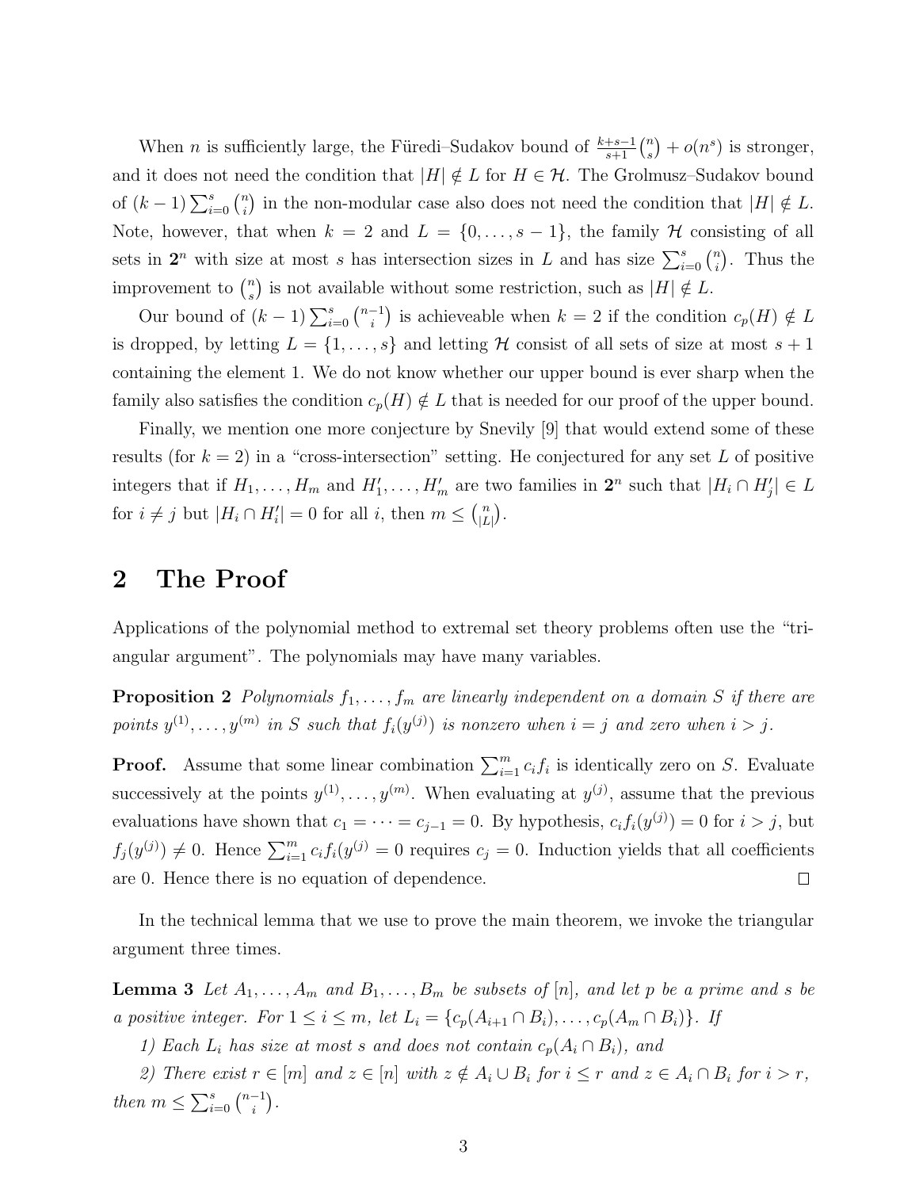When $n$ is sufficiently large, the Füredi–Sudakov bound of $\frac{k+s-1}{s+1}\binom{n}{s} + o(n^s)$ is stronger, and it does not need the condition that $|H| \notin L$ for $H \in \mathcal{H}$. The Grolmusz–Sudakov bound of $(k-1)\sum_{i=0}^{s}\binom{n}{i}$ in the non-modular case also does not need the condition that $|H| \notin L$. Note, however, that when $k = 2$ and $L = \{0, \ldots, s-1\}$, the family $\mathcal{H}$ consisting of all sets in $\mathbf{2}^n$ with size at most $s$ has intersection sizes in $L$ and has size $\sum_{i=0}^{s}\binom{n}{i}$. Thus the improvement to $\binom{n}{s}$ is not available without some restriction, such as $|H| \notin L$.

Our bound of $(k-1)\sum_{i=0}^{s}\binom{n-1}{i}$ is achieveable when $k = 2$ if the condition $c_p(H) \notin L$ is dropped, by letting $L = \{1, \ldots, s\}$ and letting $\mathcal{H}$ consist of all sets of size at most $s+1$ containing the element 1. We do not know whether our upper bound is ever sharp when the family also satisfies the condition $c_p(H) \notin L$ that is needed for our proof of the upper bound.

Finally, we mention one more conjecture by Snevily [9] that would extend some of these results (for $k = 2$) in a "cross-intersection" setting. He conjectured for any set $L$ of positive integers that if $H_1, \ldots, H_m$ and $H'_1, \ldots, H'_m$ are two families in $\mathbf{2}^n$ such that $|H_i \cap H'_j| \in L$ for $i \neq j$ but $|H_i \cap H'_i| = 0$ for all $i$, then $m \leq \binom{n}{|L|}$.

## 2 The Proof

Applications of the polynomial method to extremal set theory problems often use the "triangular argument". The polynomials may have many variables.

**Proposition 2** *Polynomials $f_1, \ldots, f_m$ are linearly independent on a domain $S$ if there are points $y^{(1)}, \ldots, y^{(m)}$ in $S$ such that $f_i(y^{(j)})$ is nonzero when $i = j$ and zero when $i > j$.*

**Proof.** Assume that some linear combination $\sum_{i=1}^{m} c_i f_i$ is identically zero on $S$. Evaluate successively at the points $y^{(1)}, \ldots, y^{(m)}$. When evaluating at $y^{(j)}$, assume that the previous evaluations have shown that $c_1 = \cdots = c_{j-1} = 0$. By hypothesis, $c_i f_i(y^{(j)}) = 0$ for $i > j$, but $f_j(y^{(j)}) \neq 0$. Hence $\sum_{i=1}^{m} c_i f_i(y^{(j)} = 0$ requires $c_j = 0$. Induction yields that all coefficients are 0. Hence there is no equation of dependence. $\square$

In the technical lemma that we use to prove the main theorem, we invoke the triangular argument three times.

**Lemma 3** *Let $A_1, \ldots, A_m$ and $B_1, \ldots, B_m$ be subsets of $[n]$, and let $p$ be a prime and $s$ be a positive integer. For $1 \leq i \leq m$, let $L_i = \{c_p(A_{i+1} \cap B_i), \ldots, c_p(A_m \cap B_i)\}$. If*

*1) Each $L_i$ has size at most $s$ and does not contain $c_p(A_i \cap B_i)$, and*

*2) There exist $r \in [m]$ and $z \in [n]$ with $z \notin A_i \cup B_i$ for $i \leq r$ and $z \in A_i \cap B_i$ for $i > r$, then $m \leq \sum_{i=0}^{s}\binom{n-1}{i}$.*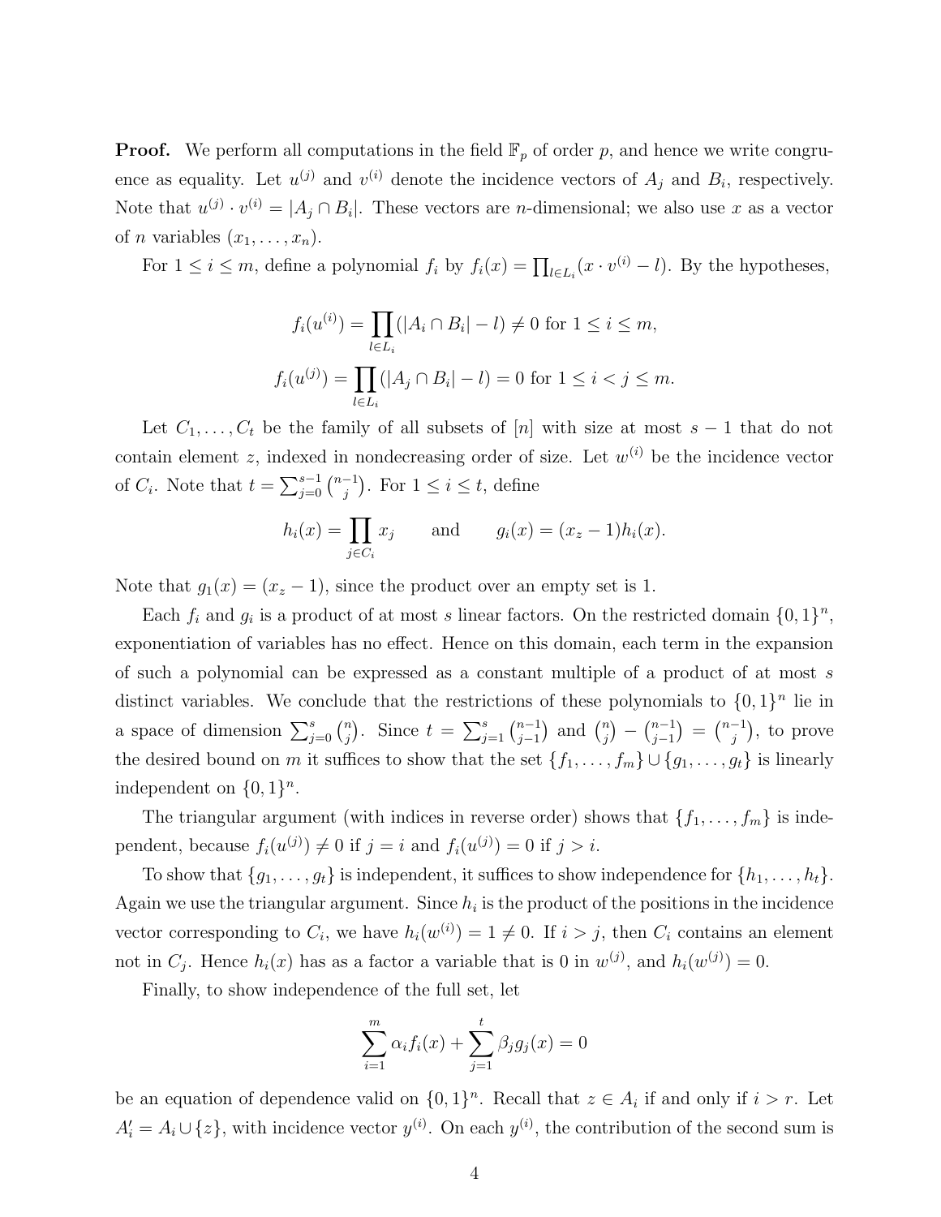**Proof.** We perform all computations in the field $\mathbb{F}_p$ of order $p$, and hence we write congruence as equality. Let $u^{(j)}$ and $v^{(i)}$ denote the incidence vectors of $A_j$ and $B_i$, respectively. Note that $u^{(j)} \cdot v^{(i)} = |A_j \cap B_i|$. These vectors are $n$-dimensional; we also use $x$ as a vector of $n$ variables $(x_1, \ldots, x_n)$.

For $1 \le i \le m$, define a polynomial $f_i$ by $f_i(x) = \prod_{l \in L_i} (x \cdot v^{(i)} - l)$. By the hypotheses,

$$f_i(u^{(i)}) = \prod_{l \in L_i} (|A_i \cap B_i| - l) \neq 0 \text{ for } 1 \le i \le m,$$

$$f_i(u^{(j)}) = \prod_{l \in L_i} (|A_j \cap B_i| - l) = 0 \text{ for } 1 \le i < j \le m.$$

Let $C_1, \ldots, C_t$ be the family of all subsets of $[n]$ with size at most $s-1$ that do not contain element $z$, indexed in nondecreasing order of size. Let $w^{(i)}$ be the incidence vector of $C_i$. Note that $t = \sum_{j=0}^{s-1} \binom{n-1}{j}$. For $1 \le i \le t$, define

$$h_i(x) = \prod_{j \in C_i} x_j \qquad \text{and} \qquad g_i(x) = (x_z - 1) h_i(x).$$

Note that $g_1(x) = (x_z - 1)$, since the product over an empty set is 1.

Each $f_i$ and $g_i$ is a product of at most $s$ linear factors. On the restricted domain $\{0,1\}^n$, exponentiation of variables has no effect. Hence on this domain, each term in the expansion of such a polynomial can be expressed as a constant multiple of a product of at most $s$ distinct variables. We conclude that the restrictions of these polynomials to $\{0,1\}^n$ lie in a space of dimension $\sum_{j=0}^{s} \binom{n}{j}$. Since $t = \sum_{j=1}^{s} \binom{n-1}{j-1}$ and $\binom{n}{j} - \binom{n-1}{j-1} = \binom{n-1}{j}$, to prove the desired bound on $m$ it suffices to show that the set $\{f_1, \ldots, f_m\} \cup \{g_1, \ldots, g_t\}$ is linearly independent on $\{0,1\}^n$.

The triangular argument (with indices in reverse order) shows that $\{f_1, \ldots, f_m\}$ is independent, because $f_i(u^{(j)}) \neq 0$ if $j = i$ and $f_i(u^{(j)}) = 0$ if $j > i$.

To show that $\{g_1, \ldots, g_t\}$ is independent, it suffices to show independence for $\{h_1, \ldots, h_t\}$. Again we use the triangular argument. Since $h_i$ is the product of the positions in the incidence vector corresponding to $C_i$, we have $h_i(w^{(i)}) = 1 \neq 0$. If $i > j$, then $C_i$ contains an element not in $C_j$. Hence $h_i(x)$ has as a factor a variable that is 0 in $w^{(j)}$, and $h_i(w^{(j)}) = 0$.

Finally, to show independence of the full set, let

$$\sum_{i=1}^{m} \alpha_i f_i(x) + \sum_{j=1}^{t} \beta_j g_j(x) = 0$$

be an equation of dependence valid on $\{0,1\}^n$. Recall that $z \in A_i$ if and only if $i > r$. Let $A_i' = A_i \cup \{z\}$, with incidence vector $y^{(i)}$. On each $y^{(i)}$, the contribution of the second sum is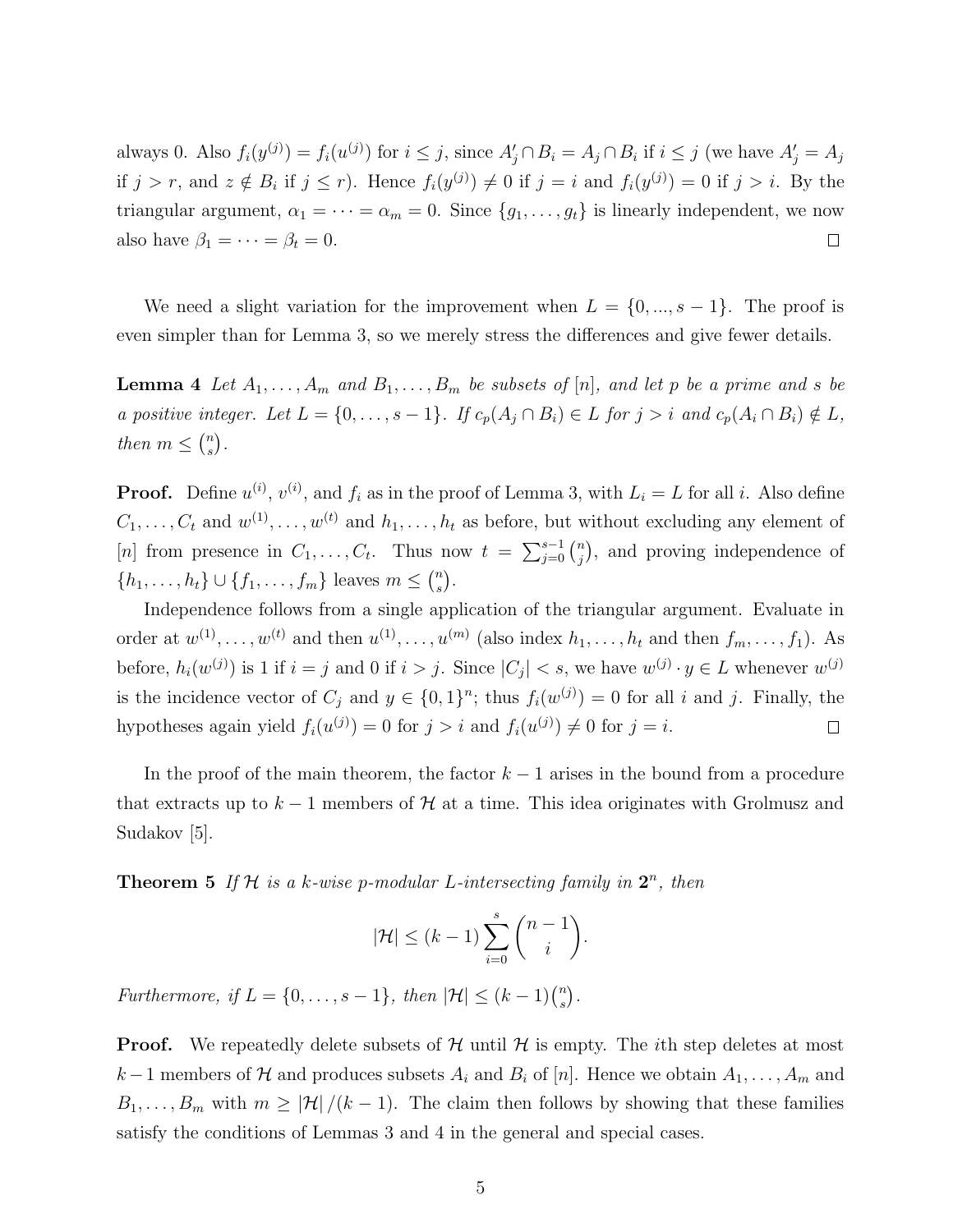always 0. Also $f_i(y^{(j)}) = f_i(u^{(j)})$ for $i \le j$, since $A'_j \cap B_i = A_j \cap B_i$ if $i \le j$ (we have $A'_j = A_j$ if $j > r$, and $z \notin B_i$ if $j \le r$). Hence $f_i(y^{(j)}) \ne 0$ if $j = i$ and $f_i(y^{(j)}) = 0$ if $j > i$. By the triangular argument, $\alpha_1 = \cdots = \alpha_m = 0$. Since $\{g_1, \ldots, g_t\}$ is linearly independent, we now also have $\beta_1 = \cdots = \beta_t = 0$. □

We need a slight variation for the improvement when $L = \{0, ..., s-1\}$. The proof is even simpler than for Lemma 3, so we merely stress the differences and give fewer details.

**Lemma 4** *Let $A_1, \ldots, A_m$ and $B_1, \ldots, B_m$ be subsets of $[n]$, and let $p$ be a prime and $s$ be a positive integer. Let $L = \{0, \ldots, s-1\}$. If $c_p(A_j \cap B_i) \in L$ for $j > i$ and $c_p(A_i \cap B_i) \notin L$, then $m \le \binom{n}{s}$.*

**Proof.** Define $u^{(i)}$, $v^{(i)}$, and $f_i$ as in the proof of Lemma 3, with $L_i = L$ for all $i$. Also define $C_1, \ldots, C_t$ and $w^{(1)}, \ldots, w^{(t)}$ and $h_1, \ldots, h_t$ as before, but without excluding any element of $[n]$ from presence in $C_1, \ldots, C_t$. Thus now $t = \sum_{j=0}^{s-1} \binom{n}{j}$, and proving independence of $\{h_1, \ldots, h_t\} \cup \{f_1, \ldots, f_m\}$ leaves $m \le \binom{n}{s}$.

Independence follows from a single application of the triangular argument. Evaluate in order at $w^{(1)}, \ldots, w^{(t)}$ and then $u^{(1)}, \ldots, u^{(m)}$ (also index $h_1, \ldots, h_t$ and then $f_m, \ldots, f_1$). As before, $h_i(w^{(j)})$ is 1 if $i = j$ and 0 if $i > j$. Since $|C_j| < s$, we have $w^{(j)} \cdot y \in L$ whenever $w^{(j)}$ is the incidence vector of $C_j$ and $y \in \{0,1\}^n$; thus $f_i(w^{(j)}) = 0$ for all $i$ and $j$. Finally, the hypotheses again yield $f_i(u^{(j)}) = 0$ for $j > i$ and $f_i(u^{(j)}) \ne 0$ for $j = i$. □

In the proof of the main theorem, the factor $k-1$ arises in the bound from a procedure that extracts up to $k-1$ members of $\mathcal{H}$ at a time. This idea originates with Grolmusz and Sudakov [5].

**Theorem 5** *If $\mathcal{H}$ is a $k$-wise $p$-modular $L$-intersecting family in $\mathbf{2}^n$, then*

$$|\mathcal{H}| \le (k-1) \sum_{i=0}^{s} \binom{n-1}{i}.$$

*Furthermore, if $L = \{0, \ldots, s-1\}$, then $|\mathcal{H}| \le (k-1)\binom{n}{s}$.*

**Proof.** We repeatedly delete subsets of $\mathcal{H}$ until $\mathcal{H}$ is empty. The $i$th step deletes at most $k-1$ members of $\mathcal{H}$ and produces subsets $A_i$ and $B_i$ of $[n]$. Hence we obtain $A_1, \ldots, A_m$ and $B_1, \ldots, B_m$ with $m \ge |\mathcal{H}|/(k-1)$. The claim then follows by showing that these families satisfy the conditions of Lemmas 3 and 4 in the general and special cases.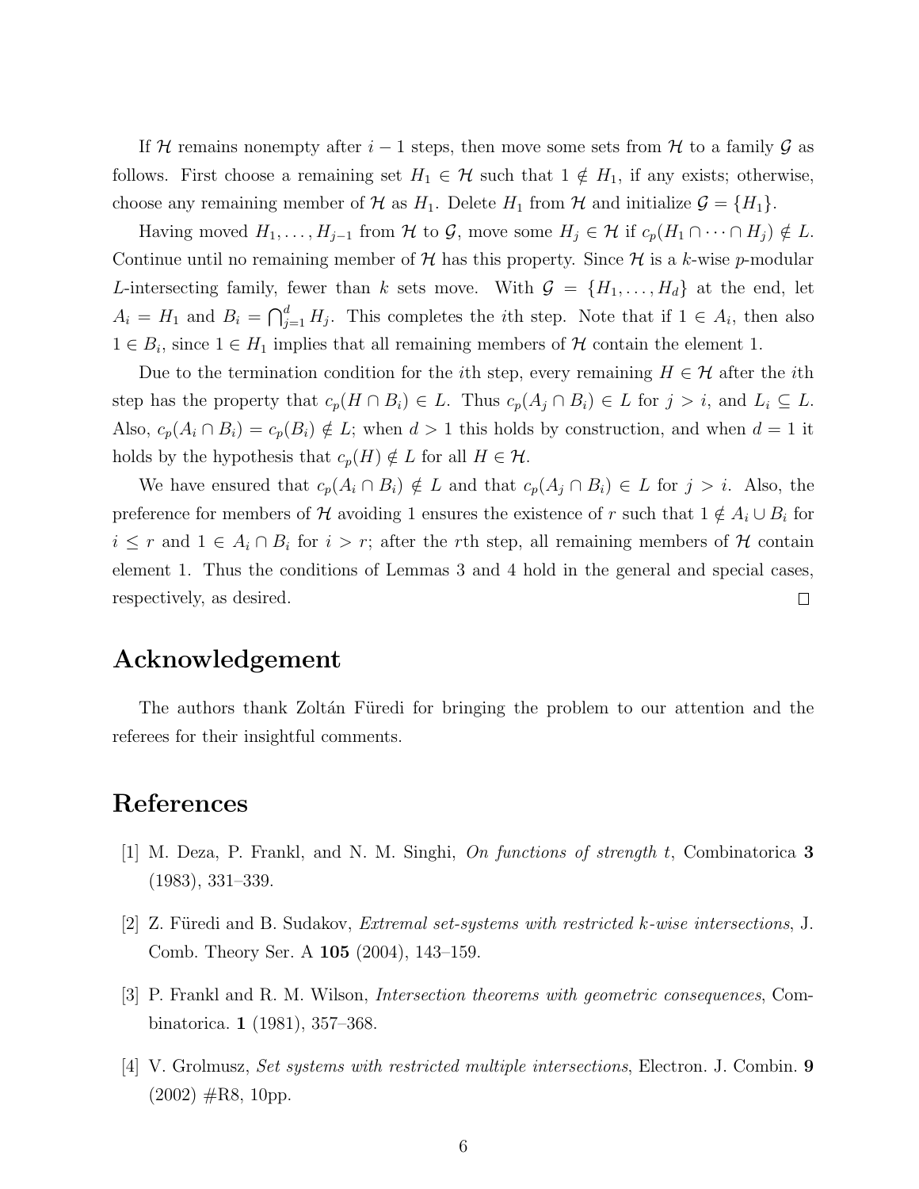If $\mathcal{H}$ remains nonempty after $i-1$ steps, then move some sets from $\mathcal{H}$ to a family $\mathcal{G}$ as follows. First choose a remaining set $H_1 \in \mathcal{H}$ such that $1 \notin H_1$, if any exists; otherwise, choose any remaining member of $\mathcal{H}$ as $H_1$. Delete $H_1$ from $\mathcal{H}$ and initialize $\mathcal{G} = \{H_1\}$.

Having moved $H_1, \ldots, H_{j-1}$ from $\mathcal{H}$ to $\mathcal{G}$, move some $H_j \in \mathcal{H}$ if $c_p(H_1 \cap \cdots \cap H_j) \notin L$. Continue until no remaining member of $\mathcal{H}$ has this property. Since $\mathcal{H}$ is a $k$-wise $p$-modular $L$-intersecting family, fewer than $k$ sets move. With $\mathcal{G} = \{H_1, \ldots, H_d\}$ at the end, let $A_i = H_1$ and $B_i = \bigcap_{j=1}^{d} H_j$. This completes the $i$th step. Note that if $1 \in A_i$, then also $1 \in B_i$, since $1 \in H_1$ implies that all remaining members of $\mathcal{H}$ contain the element 1.

Due to the termination condition for the $i$th step, every remaining $H \in \mathcal{H}$ after the $i$th step has the property that $c_p(H \cap B_i) \in L$. Thus $c_p(A_j \cap B_i) \in L$ for $j > i$, and $L_i \subseteq L$. Also, $c_p(A_i \cap B_i) = c_p(B_i) \notin L$; when $d > 1$ this holds by construction, and when $d = 1$ it holds by the hypothesis that $c_p(H) \notin L$ for all $H \in \mathcal{H}$.

We have ensured that $c_p(A_i \cap B_i) \notin L$ and that $c_p(A_j \cap B_i) \in L$ for $j > i$. Also, the preference for members of $\mathcal{H}$ avoiding 1 ensures the existence of $r$ such that $1 \notin A_i \cup B_i$ for $i \leq r$ and $1 \in A_i \cap B_i$ for $i > r$; after the $r$th step, all remaining members of $\mathcal{H}$ contain element 1. Thus the conditions of Lemmas 3 and 4 hold in the general and special cases, respectively, as desired. □

## Acknowledgement

The authors thank Zoltán Füredi for bringing the problem to our attention and the referees for their insightful comments.

## References

[1] M. Deza, P. Frankl, and N. M. Singhi, *On functions of strength t*, Combinatorica **3** (1983), 331–339.

[2] Z. Füredi and B. Sudakov, *Extremal set-systems with restricted k-wise intersections*, J. Comb. Theory Ser. A **105** (2004), 143–159.

[3] P. Frankl and R. M. Wilson, *Intersection theorems with geometric consequences*, Combinatorica. **1** (1981), 357–368.

[4] V. Grolmusz, *Set systems with restricted multiple intersections*, Electron. J. Combin. **9** (2002) #R8, 10pp.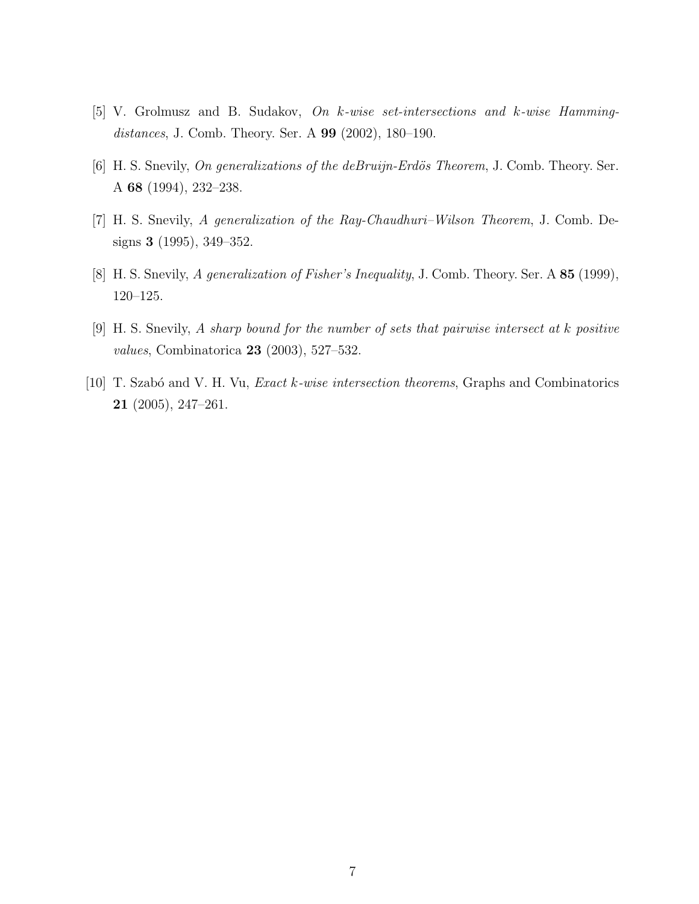[5] V. Grolmusz and B. Sudakov, *On $k$-wise set-intersections and $k$-wise Hamming-distances*, J. Comb. Theory. Ser. A **99** (2002), 180–190.

[6] H. S. Snevily, *On generalizations of the deBruijn-Erdös Theorem*, J. Comb. Theory. Ser. A **68** (1994), 232–238.

[7] H. S. Snevily, *A generalization of the Ray-Chaudhuri–Wilson Theorem*, J. Comb. Designs **3** (1995), 349–352.

[8] H. S. Snevily, *A generalization of Fisher's Inequality*, J. Comb. Theory. Ser. A **85** (1999), 120–125.

[9] H. S. Snevily, *A sharp bound for the number of sets that pairwise intersect at $k$ positive values*, Combinatorica **23** (2003), 527–532.

[10] T. Szabó and V. H. Vu, *Exact $k$-wise intersection theorems*, Graphs and Combinatorics **21** (2005), 247–261.